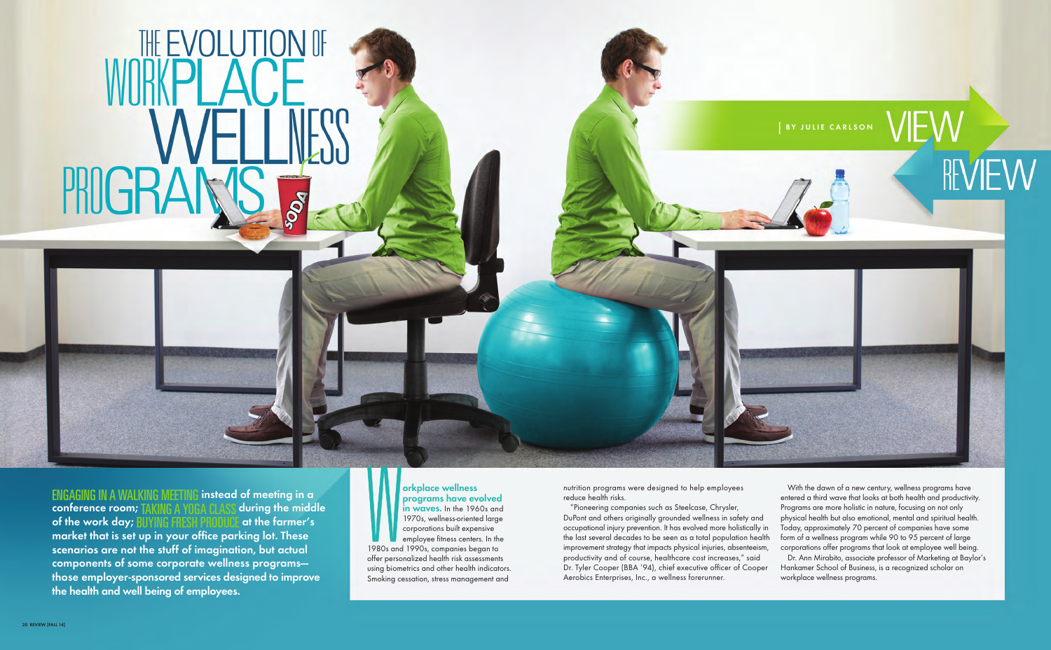# THE EVOLUTION OF WORKPLACE WELLNESS PROGRAMS

BY JULIE CARLSON

VIEW REVIEW

**ENGAGING IN A WALKING MEETING instead of meeting in a conference room; TAKING A YOGA CLASS during the middle of the work day; BUYING FRESH PRODUCE at the farmer's market that is set up in your office parking lot. These scenarios are not the stuff of imagination, but actual components of some corporate wellness programs—those employer-sponsored services designed to improve the health and well being of employees.**

**Workplace wellness programs have evolved in waves.** In the 1960s and 1970s, wellness-oriented large corporations built expensive employee fitness centers. In the 1980s and 1990s, companies began to offer personalized health risk assessments using biometrics and other health indicators. Smoking cessation, stress management and nutrition programs were designed to help employees reduce health risks.

"Pioneering companies such as Steelcase, Chrysler, DuPont and others originally grounded wellness in safety and occupational injury prevention. It has evolved more holistically in the last several decades to be seen as a total population health improvement strategy that impacts physical injuries, absenteeism, productivity and of course, healthcare cost increases," said Dr. Tyler Cooper (BBA '94), chief executive officer of Cooper Aerobics Enterprises, Inc., a wellness forerunner.

With the dawn of a new century, wellness programs have entered a third wave that looks at both health and productivity. Programs are more holistic in nature, focusing on not only physical health but also emotional, mental and spiritual health. Today, approximately 70 percent of companies have some form of a wellness program while 90 to 95 percent of large corporations offer programs that look at employee well being.

Dr. Ann Mirabito, associate professor of Marketing at Baylor's Hankamer School of Business, is a recognized scholar on workplace wellness programs.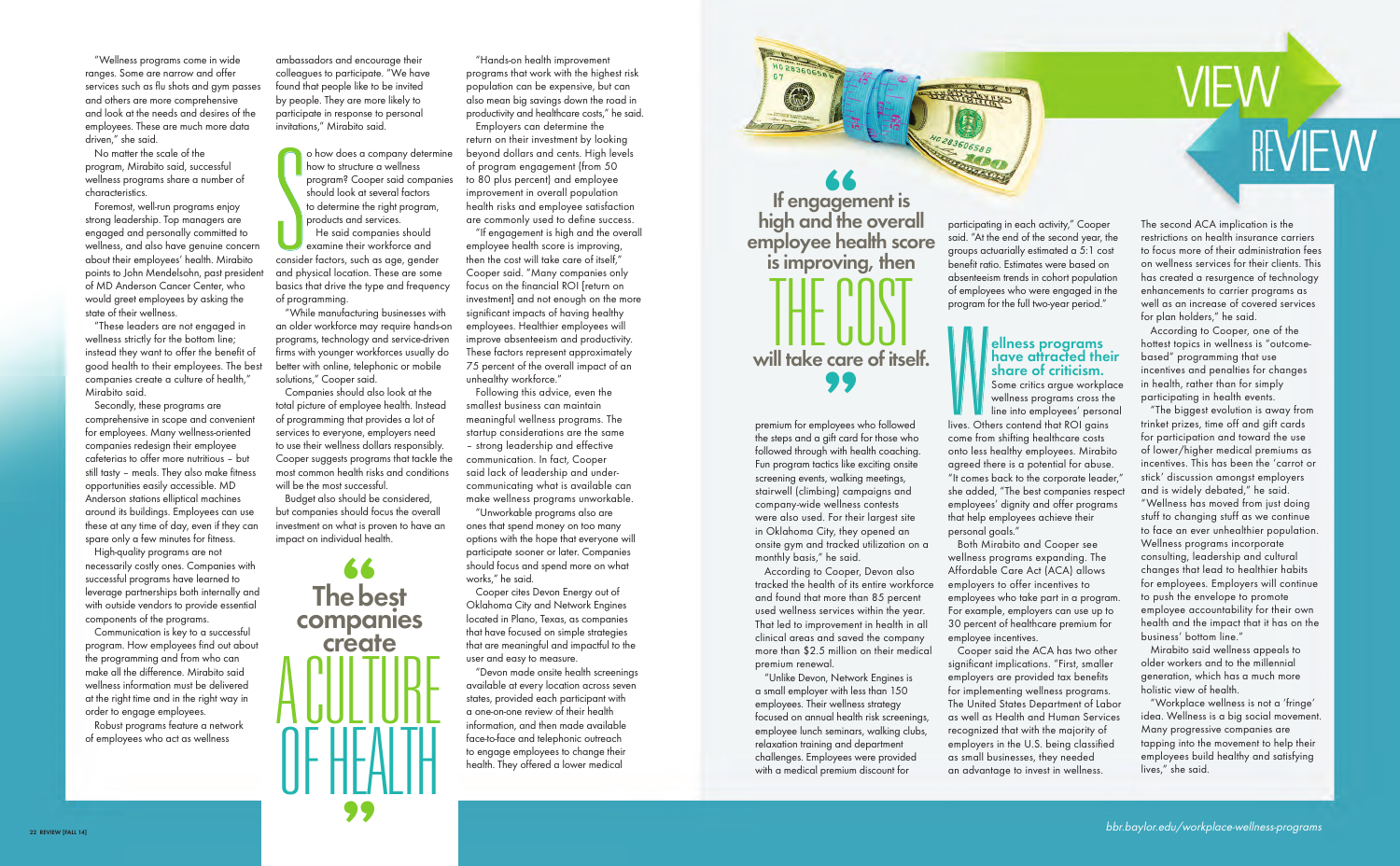"Wellness programs come in wide ranges. Some are narrow and offer services such as flu shots and gym passes and others are more comprehensive and look at the needs and desires of the employees. These are much more data driven," she said.

No matter the scale of the program, Mirabito said, successful wellness programs share a number of characteristics.

Foremost, well-run programs enjoy strong leadership. Top managers are engaged and personally committed to wellness, and also have genuine concern about their employees' health. Mirabito points to John Mendelsohn, past president of MD Anderson Cancer Center, who would greet employees by asking the state of their wellness.

"These leaders are not engaged in wellness strictly for the bottom line; instead they want to offer the benefit of good health to their employees. The best companies create a culture of health," Mirabito said.

Secondly, these programs are comprehensive in scope and convenient for employees. Many wellness-oriented companies redesign their employee cafeterias to offer more nutritious – but still tasty – meals. They also make fitness opportunities easily accessible. MD Anderson stations elliptical machines around its buildings. Employees can use these at any time of day, even if they can spare only a few minutes for fitness.

High-quality programs are not necessarily costly ones. Companies with successful programs have learned to leverage partnerships both internally and with outside vendors to provide essential components of the programs.

Communication is key to a successful program. How employees find out about the programming and from who can make all the difference. Mirabito said wellness information must be delivered at the right time and in the right way in order to engage employees.

Robust programs feature a network of employees who act as wellness ambassadors and encourage their colleagues to participate. "We have found that people like to be invited by people. They are more likely to participate in response to personal invitations," Mirabito said.

So how does a company determine how to structure a wellness program? Cooper said companies should look at several factors to determine the right program, products and services.

He said companies should examine their workforce and consider factors, such as age, gender and physical location. These are some basics that drive the type and frequency of programming.

"While manufacturing businesses with an older workforce may require hands-on programs, technology and service-driven firms with younger workforces usually do better with online, telephonic or mobile solutions," Cooper said.

Companies should also look at the total picture of employee health. Instead of programming that provides a lot of services to everyone, employers need to use their wellness dollars responsibly. Cooper suggests programs that tackle the most common health risks and conditions will be the most successful.

Budget also should be considered, but companies should focus the overall investment on what is proven to have an impact on individual health.

> "The best companies create A CULTURE OF HEALTH"

"Hands-on health improvement programs that work with the highest risk population can be expensive, but can also mean big savings down the road in productivity and healthcare costs," he said.

Employers can determine the return on their investment by looking beyond dollars and cents. High levels of program engagement (from 50 to 80 plus percent) and employee improvement in overall population health risks and employee satisfaction are commonly used to define success.

"If engagement is high and the overall employee health score is improving, then the cost will take care of itself," Cooper said. "Many companies only focus on the financial ROI [return on investment] and not enough on the more significant impacts of having healthy employees. Healthier employees will improve absenteeism and productivity. These factors represent approximately 75 percent of the overall impact of an unhealthy workforce."

Following this advice, even the smallest business can maintain meaningful wellness programs. The startup considerations are the same – strong leadership and effective communication. In fact, Cooper said lack of leadership and under-communicating what is available can make wellness programs unworkable.

"Unworkable programs also are ones that spend money on too many options with the hope that everyone will participate sooner or later. Companies should focus and spend more on what works," he said.

Cooper cites Devon Energy out of Oklahoma City and Network Engines located in Plano, Texas, as companies that have focused on simple strategies that are meaningful and impactful to the user and easy to measure.

"Devon made onsite health screenings available at every location across seven states, provided each participant with a one-on-one review of their health information, and then made available face-to-face and telephonic outreach to engage employees to change their health. They offered a lower medical premium for employees who followed the steps and a gift card for those who followed through with health coaching. Fun program tactics like exciting onsite screening events, walking meetings, stairwell (climbing) campaigns and company-wide wellness contests were also used. For their largest site in Oklahoma City, they opened an onsite gym and tracked utilization on a monthly basis," he said.

> "If engagement is high and the overall employee health score is improving, then THE COST will take care of itself."

According to Cooper, Devon also tracked the health of its entire workforce and found that more than 85 percent used wellness services within the year. That led to improvement in health in all clinical areas and saved the company more than $2.5 million on their medical premium renewal.

"Unlike Devon, Network Engines is a small employer with less than 150 employees. Their wellness strategy focused on annual health risk screenings, employee lunch seminars, walking clubs, relaxation training and department challenges. Employees were provided with a medical premium discount for participating in each activity," Cooper said. "At the end of the second year, the groups actuarially estimated a 5:1 cost benefit ratio. Estimates were based on absenteeism trends in cohort population of employees who were engaged in the program for the full two-year period."

**Wellness programs have attracted their share of criticism.** Some critics argue workplace wellness programs cross the line into employees' personal lives. Others contend that ROI gains come from shifting healthcare costs onto less healthy employees. Mirabito agreed there is a potential for abuse. "It comes back to the corporate leader," she added, "The best companies respect employees' dignity and offer programs that help employees achieve their personal goals."

Both Mirabito and Cooper see wellness programs expanding. The Affordable Care Act (ACA) allows employers to offer incentives to employees who take part in a program. For example, employers can use up to 30 percent of healthcare premium for employee incentives.

Cooper said the ACA has two other significant implications. "First, smaller employers are provided tax benefits for implementing wellness programs. The United States Department of Labor as well as Health and Human Services recognized that with the majority of employers in the U.S. being classified as small businesses, they needed an advantage to invest in wellness.

The second ACA implication is the restrictions on health insurance carriers to focus more of their administration fees on wellness services for their clients. This has created a resurgence of technology enhancements to carrier programs as well as an increase of covered services for plan holders," he said.

According to Cooper, one of the hottest topics in wellness is "outcome-based" programming that use incentives and penalties for changes in health, rather than for simply participating in health events.

"The biggest evolution is away from trinket prizes, time off and gift cards for participation and toward the use of lower/higher medical premiums as incentives. This has been the 'carrot or stick' discussion amongst employers and is widely debated," he said. "Wellness has moved from just doing stuff to changing stuff as we continue to face an ever unhealthier population. Wellness programs incorporate consulting, leadership and cultural changes that lead to healthier habits for employees. Employers will continue to push the envelope to promote employee accountability for their own health and the impact that it has on the business' bottom line."

Mirabito said wellness appeals to older workers and to the millennial generation, which has a much more holistic view of health.

"Workplace wellness is not a 'fringe' idea. Wellness is a big social movement. Many progressive companies are tapping into the movement to help their employees build healthy and satisfying lives," she said.

bbr.baylor.edu/workplace-wellness-programs